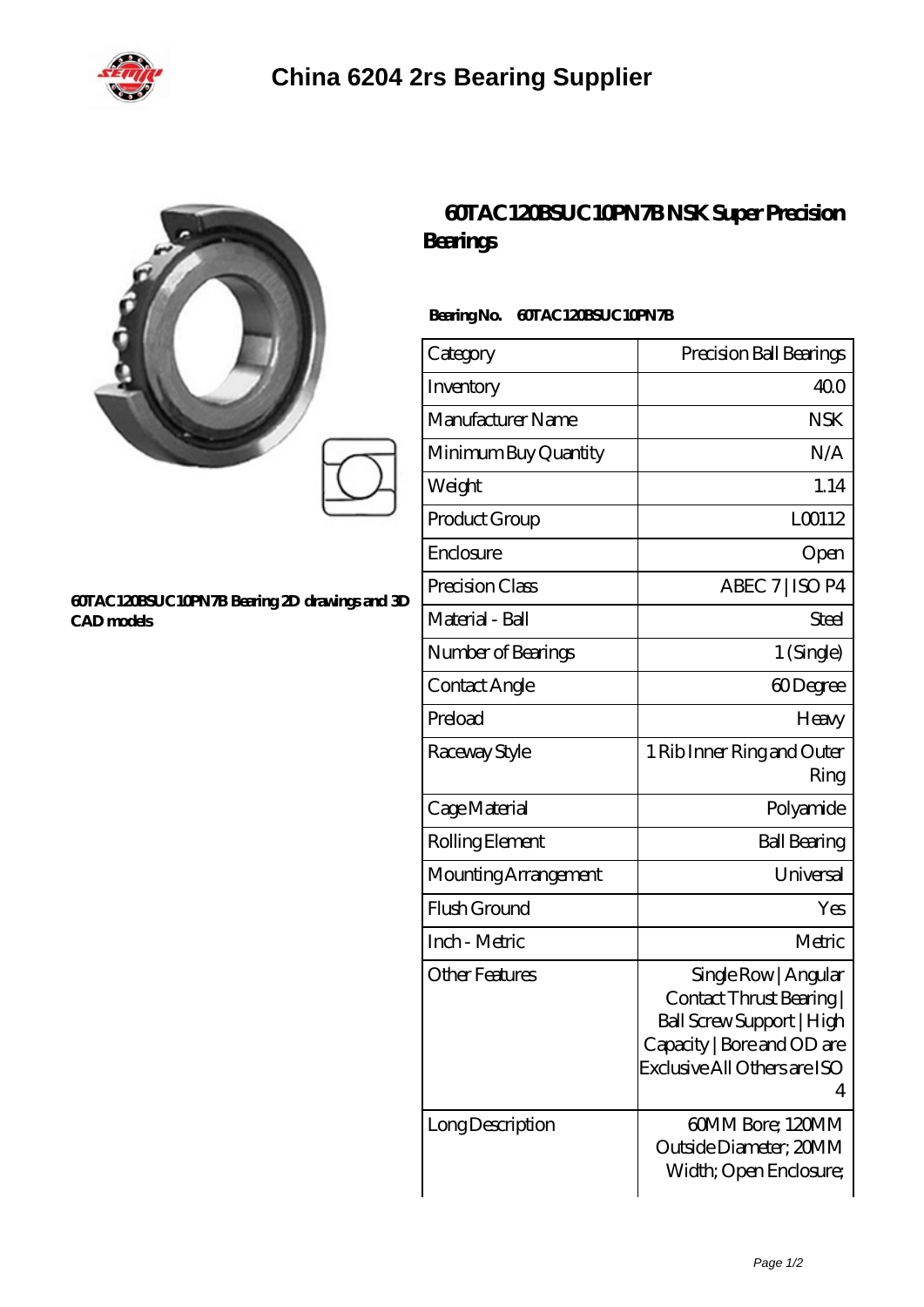# China 6204 2rs Bearing Supplier

60TAC120BSUC10PN7B Bearing 2D drawings and 3D CAD models

## 60TAC120BSUC10PN7B NSK Super Precision Bearings

**Bearing No.** 60TAC120BSUC10PN7B

| Category | Precision Ball Bearings |
|---|---|
| Inventory | 40.0 |
| Manufacturer Name | NSK |
| Minimum Buy Quantity | N/A |
| Weight | 1.14 |
| Product Group | L00112 |
| Enclosure | Open |
| Precision Class | ABEC 7 \| ISO P4 |
| Material - Ball | Steel |
| Number of Bearings | 1 (Single) |
| Contact Angle | 60 Degree |
| Preload | Heavy |
| Raceway Style | 1 Rib Inner Ring and Outer Ring |
| Cage Material | Polyamide |
| Rolling Element | Ball Bearing |
| Mounting Arrangement | Universal |
| Flush Ground | Yes |
| Inch - Metric | Metric |
| Other Features | Single Row \| Angular Contact Thrust Bearing \| Ball Screw Support \| High Capacity \| Bore and OD are Exclusive All Others are ISO 4 |
| Long Description | 60MM Bore; 120MM Outside Diameter; 20MM Width; Open Enclosure; |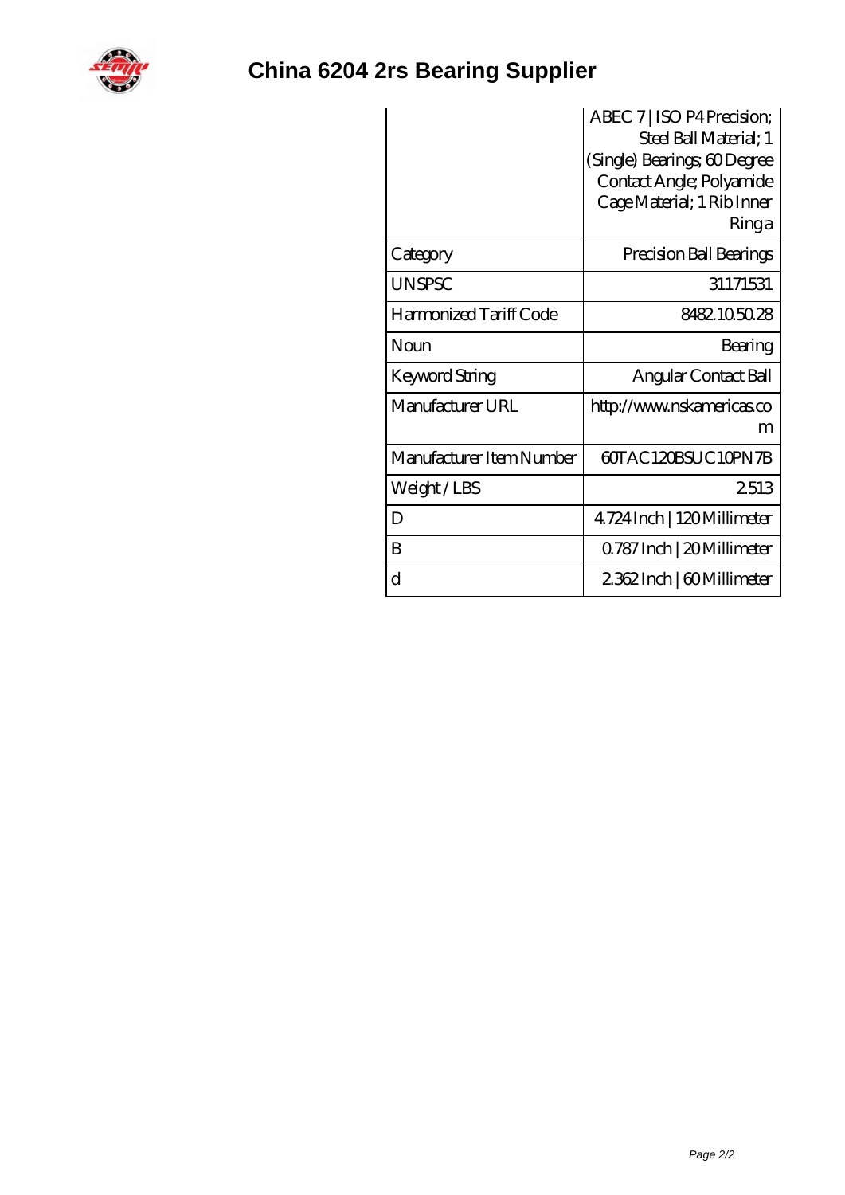# China 6204 2rs Bearing Supplier

| | |
|---|---|
| | ABEC 7 \| ISO P4 Precision; Steel Ball Material; 1 (Single) Bearings; 60 Degree Contact Angle; Polyamide Cage Material; 1 Rib Inner Ring a |
| Category | Precision Ball Bearings |
| UNSPSC | 31171531 |
| Harmonized Tariff Code | 8482.10.50.28 |
| Noun | Bearing |
| Keyword String | Angular Contact Ball |
| Manufacturer URL | http://www.nskamericas.com |
| Manufacturer Item Number | 60TAC120BSUC10PN7B |
| Weight / LBS | 2.513 |
| D | 4.724 Inch \| 120 Millimeter |
| B | 0.787 Inch \| 20 Millimeter |
| d | 2.362 Inch \| 60 Millimeter |